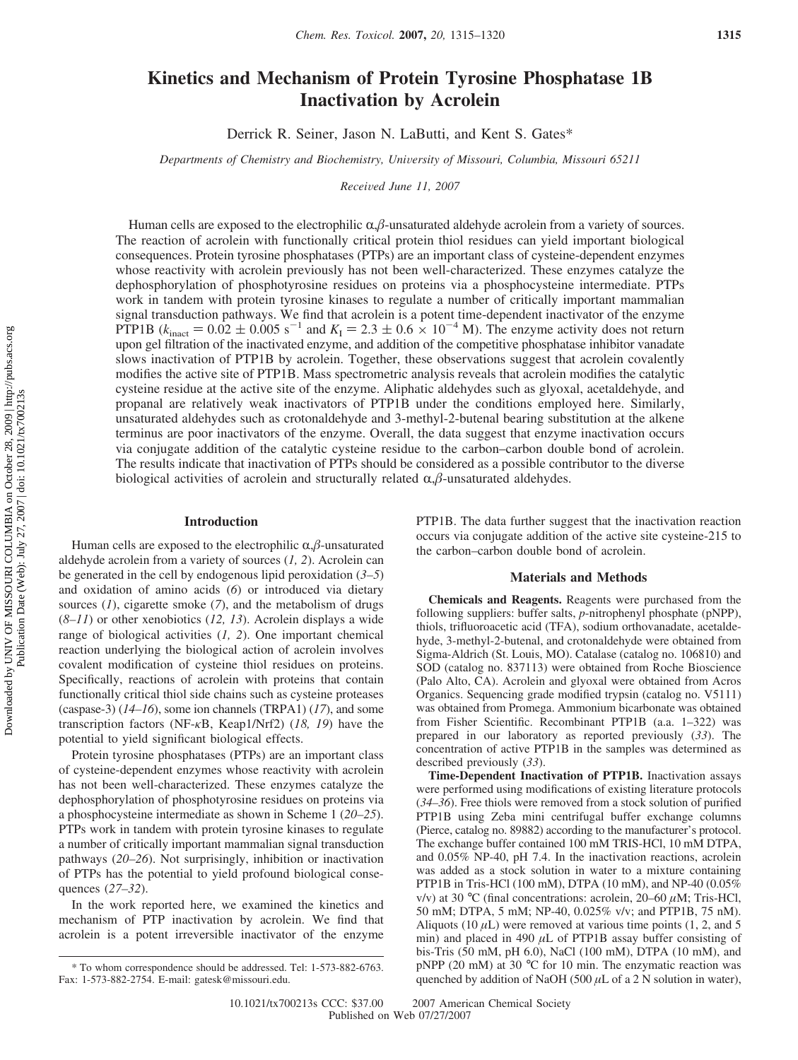# Kinetics and Mechanism of Protein Tyrosine Phosphatase 1B Inactivation by Acrolein

Derrick R. Seiner, Jason N. LaButti, and Kent S. Gates*

*Departments of Chemistry and Biochemistry, University of Missouri, Columbia, Missouri 65211*

*Received June 11, 2007*

Human cells are exposed to the electrophilic α,β-unsaturated aldehyde acrolein from a variety of sources. The reaction of acrolein with functionally critical protein thiol residues can yield important biological consequences. Protein tyrosine phosphatases (PTPs) are an important class of cysteine-dependent enzymes whose reactivity with acrolein previously has not been well-characterized. These enzymes catalyze the dephosphorylation of phosphotyrosine residues on proteins via a phosphocysteine intermediate. PTPs work in tandem with protein tyrosine kinases to regulate a number of critically important mammalian signal transduction pathways. We find that acrolein is a potent time-dependent inactivator of the enzyme PTP1B ($k_{inact} = 0.02 \pm 0.005\ s^{-1}$ and $K_I = 2.3 \pm 0.6 \times 10^{-4}$ M). The enzyme activity does not return upon gel filtration of the inactivated enzyme, and addition of the competitive phosphatase inhibitor vanadate slows inactivation of PTP1B by acrolein. Together, these observations suggest that acrolein covalently modifies the active site of PTP1B. Mass spectrometric analysis reveals that acrolein modifies the catalytic cysteine residue at the active site of the enzyme. Aliphatic aldehydes such as glyoxal, acetaldehyde, and propanal are relatively weak inactivators of PTP1B under the conditions employed here. Similarly, unsaturated aldehydes such as crotonaldehyde and 3-methyl-2-butenal bearing substitution at the alkene terminus are poor inactivators of the enzyme. Overall, the data suggest that enzyme inactivation occurs via conjugate addition of the catalytic cysteine residue to the carbon–carbon double bond of acrolein. The results indicate that inactivation of PTPs should be considered as a possible contributor to the diverse biological activities of acrolein and structurally related α,β-unsaturated aldehydes.

## Introduction

Human cells are exposed to the electrophilic α,β-unsaturated aldehyde acrolein from a variety of sources (*1, 2*). Acrolein can be generated in the cell by endogenous lipid peroxidation (*3–5*) and oxidation of amino acids (*6*) or introduced via dietary sources (*1*), cigarette smoke (*7*), and the metabolism of drugs (*8–11*) or other xenobiotics (*12, 13*). Acrolein displays a wide range of biological activities (*1, 2*). One important chemical reaction underlying the biological action of acrolein involves covalent modification of cysteine thiol residues on proteins. Specifically, reactions of acrolein with proteins that contain functionally critical thiol side chains such as cysteine proteases (caspase-3) (*14–16*), some ion channels (TRPA1) (*17*), and some transcription factors (NF-κB, Keap1/Nrf2) (*18, 19*) have the potential to yield significant biological effects.

Protein tyrosine phosphatases (PTPs) are an important class of cysteine-dependent enzymes whose reactivity with acrolein has not been well-characterized. These enzymes catalyze the dephosphorylation of phosphotyrosine residues on proteins via a phosphocysteine intermediate as shown in Scheme 1 (*20–25*). PTPs work in tandem with protein tyrosine kinases to regulate a number of critically important mammalian signal transduction pathways (*20–26*). Not surprisingly, inhibition or inactivation of PTPs has the potential to yield profound biological consequences (*27–32*).

In the work reported here, we examined the kinetics and mechanism of PTP inactivation by acrolein. We find that acrolein is a potent irreversible inactivator of the enzyme PTP1B. The data further suggest that the inactivation reaction occurs via conjugate addition of the active site cysteine-215 to the carbon–carbon double bond of acrolein.

\* To whom correspondence should be addressed. Tel: 1-573-882-6763. Fax: 1-573-882-2754. E-mail: gatesk@missouri.edu.

## Materials and Methods

**Chemicals and Reagents.** Reagents were purchased from the following suppliers: buffer salts, *p*-nitrophenyl phosphate (pNPP), thiols, trifluoroacetic acid (TFA), sodium orthovanadate, acetaldehyde, 3-methyl-2-butenal, and crotonaldehyde were obtained from Sigma-Aldrich (St. Louis, MO). Catalase (catalog no. 106810) and SOD (catalog no. 837113) were obtained from Roche Bioscience (Palo Alto, CA). Acrolein and glyoxal were obtained from Acros Organics. Sequencing grade modified trypsin (catalog no. V5111) was obtained from Promega. Ammonium bicarbonate was obtained from Fisher Scientific. Recombinant PTP1B (a.a. 1–322) was prepared in our laboratory as reported previously (*33*). The concentration of active PTP1B in the samples was determined as described previously (*33*).

**Time-Dependent Inactivation of PTP1B.** Inactivation assays were performed using modifications of existing literature protocols (*34–36*). Free thiols were removed from a stock solution of purified PTP1B using Zeba mini centrifugal buffer exchange columns (Pierce, catalog no. 89882) according to the manufacturer's protocol. The exchange buffer contained 100 mM TRIS-HCl, 10 mM DTPA, and 0.05% NP-40, pH 7.4. In the inactivation reactions, acrolein was added as a stock solution in water to a mixture containing PTP1B in Tris-HCl (100 mM), DTPA (10 mM), and NP-40 (0.05% v/v) at 30 °C (final concentrations: acrolein, 20–60 μM; Tris-HCl, 50 mM; DTPA, 5 mM; NP-40, 0.025% v/v; and PTP1B, 75 nM). Aliquots (10 μL) were removed at various time points (1, 2, and 5 min) and placed in 490 μL of PTP1B assay buffer consisting of bis-Tris (50 mM, pH 6.0), NaCl (100 mM), DTPA (10 mM), and pNPP (20 mM) at 30 °C for 10 min. The enzymatic reaction was quenched by addition of NaOH (500 μL of a 2 N solution in water),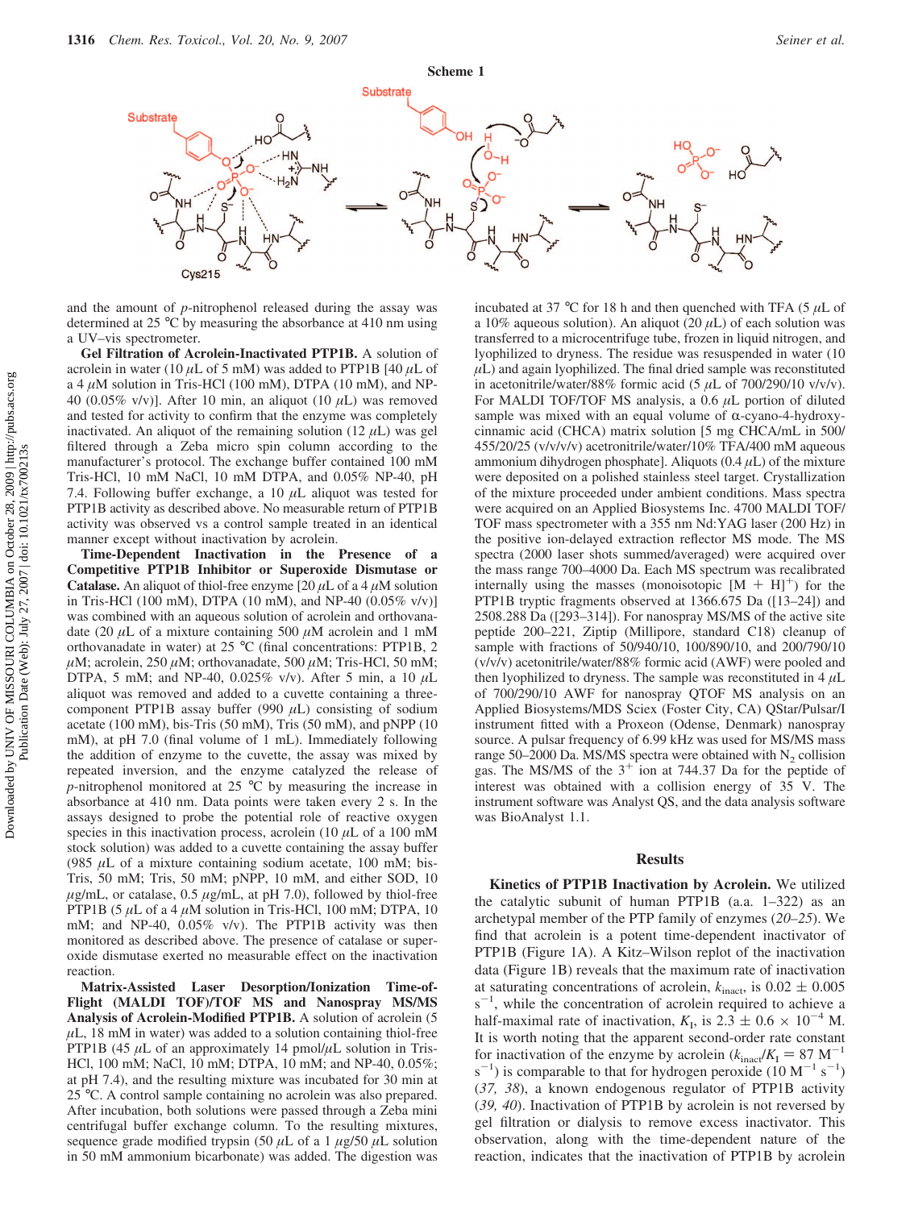**Scheme 1**

and the amount of *p*-nitrophenol released during the assay was determined at 25 °C by measuring the absorbance at 410 nm using a UV–vis spectrometer.

**Gel Filtration of Acrolein-Inactivated PTP1B.** A solution of acrolein in water (10 μL of 5 mM) was added to PTP1B [40 μL of a 4 μM solution in Tris-HCl (100 mM), DTPA (10 mM), and NP-40 (0.05% v/v)]. After 10 min, an aliquot (10 μL) was removed and tested for activity to confirm that the enzyme was completely inactivated. An aliquot of the remaining solution (12 μL) was gel filtered through a Zeba micro spin column according to the manufacturer's protocol. The exchange buffer contained 100 mM Tris-HCl, 10 mM NaCl, 10 mM DTPA, and 0.05% NP-40, pH 7.4. Following buffer exchange, a 10 μL aliquot was tested for PTP1B activity as described above. No measurable return of PTP1B activity was observed vs a control sample treated in an identical manner except without inactivation by acrolein.

**Time-Dependent Inactivation in the Presence of a Competitive PTP1B Inhibitor or Superoxide Dismutase or Catalase.** An aliquot of thiol-free enzyme [20 μL of a 4 μM solution in Tris-HCl (100 mM), DTPA (10 mM), and NP-40 (0.05% v/v)] was combined with an aqueous solution of acrolein and orthovanadate (20 μL of a mixture containing 500 μM acrolein and 1 mM orthovanadate in water) at 25 °C (final concentrations: PTP1B, 2 μM; acrolein, 250 μM; orthovanadate, 500 μM; Tris-HCl, 50 mM; DTPA, 5 mM; and NP-40, 0.025% v/v). After 5 min, a 10 μL aliquot was removed and added to a cuvette containing a three-component PTP1B assay buffer (990 μL) consisting of sodium acetate (100 mM), bis-Tris (50 mM), Tris (50 mM), and pNPP (10 mM), at pH 7.0 (final volume of 1 mL). Immediately following the addition of enzyme to the cuvette, the assay was mixed by repeated inversion, and the enzyme catalyzed the release of *p*-nitrophenol monitored at 25 °C by measuring the increase in absorbance at 410 nm. Data points were taken every 2 s. In the assays designed to probe the potential role of reactive oxygen species in this inactivation process, acrolein (10 μL of a 100 mM stock solution) was added to a cuvette containing the assay buffer (985 μL of a mixture containing sodium acetate, 100 mM; bis-Tris, 50 mM; Tris, 50 mM; pNPP, 10 mM, and either SOD, 10 μg/mL, or catalase, 0.5 μg/mL, at pH 7.0), followed by thiol-free PTP1B (5 μL of a 4 μM solution in Tris-HCl, 100 mM; DTPA, 10 mM; and NP-40, 0.05% v/v). The PTP1B activity was then monitored as described above. The presence of catalase or superoxide dismutase exerted no measurable effect on the inactivation reaction.

**Matrix-Assisted Laser Desorption/Ionization Time-of-Flight (MALDI TOF)/TOF MS and Nanospray MS/MS Analysis of Acrolein-Modified PTP1B.** A solution of acrolein (5 μL, 18 mM in water) was added to a solution containing thiol-free PTP1B (45 μL of an approximately 14 pmol/μL solution in Tris-HCl, 100 mM; NaCl, 10 mM; DTPA, 10 mM; and NP-40, 0.05%; at pH 7.4), and the resulting mixture was incubated for 30 min at 25 °C. A control sample containing no acrolein was also prepared. After incubation, both solutions were passed through a Zeba mini centrifugal buffer exchange column. To the resulting mixtures, sequence grade modified trypsin (50 μL of a 1 μg/50 μL solution in 50 mM ammonium bicarbonate) was added. The digestion was incubated at 37 °C for 18 h and then quenched with TFA (5 μL of a 10% aqueous solution). An aliquot (20 μL) of each solution was transferred to a microcentrifuge tube, frozen in liquid nitrogen, and lyophilized to dryness. The residue was resuspended in water (10 μL) and again lyophilized. The final dried sample was reconstituted in acetonitrile/water/88% formic acid (5 μL of 700/290/10 v/v/v). For MALDI TOF/TOF MS analysis, a 0.6 μL portion of diluted sample was mixed with an equal volume of α-cyano-4-hydroxycinnamic acid (CHCA) matrix solution [5 mg CHCA/mL in 500/455/20/25 (v/v/v/v) acetronitrile/water/10% TFA/400 mM aqueous ammonium dihydrogen phosphate]. Aliquots (0.4 μL) of the mixture were deposited on a polished stainless steel target. Crystallization of the mixture proceeded under ambient conditions. Mass spectra were acquired on an Applied Biosystems Inc. 4700 MALDI TOF/TOF mass spectrometer with a 355 nm Nd:YAG laser (200 Hz) in the positive ion-delayed extraction reflector MS mode. The MS spectra (2000 laser shots summed/averaged) were acquired over the mass range 700–4000 Da. Each MS spectrum was recalibrated internally using the masses (monoisotopic $[M + H]^+$) for the PTP1B tryptic fragments observed at 1366.675 Da ([13–24]) and 2508.288 Da ([293–314]). For nanospray MS/MS of the active site peptide 200–221, Ziptip (Millipore, standard C18) cleanup of sample with fractions of 50/940/10, 100/890/10, and 200/790/10 (v/v/v) acetonitrile/water/88% formic acid (AWF) were pooled and then lyophilized to dryness. The sample was reconstituted in 4 μL of 700/290/10 AWF for nanospray QTOF MS analysis on an Applied Biosystems/MDS Sciex (Foster City, CA) QStar/Pulsar/I instrument fitted with a Proxeon (Odense, Denmark) nanospray source. A pulsar frequency of 6.99 kHz was used for MS/MS mass range 50–2000 Da. MS/MS spectra were obtained with $N_2$ collision gas. The MS/MS of the $3^+$ ion at 744.37 Da for the peptide of interest was obtained with a collision energy of 35 V. The instrument software was Analyst QS, and the data analysis software was BioAnalyst 1.1.

## Results

**Kinetics of PTP1B Inactivation by Acrolein.** We utilized the catalytic subunit of human PTP1B (a.a. 1–322) as an archetypal member of the PTP family of enzymes (*20–25*). We find that acrolein is a potent time-dependent inactivator of PTP1B (Figure 1A). A Kitz–Wilson replot of the inactivation data (Figure 1B) reveals that the maximum rate of inactivation at saturating concentrations of acrolein, $k_{inact}$, is 0.02 ± 0.005 $s^{-1}$, while the concentration of acrolein required to achieve a half-maximal rate of inactivation, $K_I$, is 2.3 ± 0.6 × $10^{-4}$ M. It is worth noting that the apparent second-order rate constant for inactivation of the enzyme by acrolein ($k_{inact}/K_I$ = 87 $M^{-1}$ $s^{-1}$) is comparable to that for hydrogen peroxide (10 $M^{-1}$ $s^{-1}$) (*37, 38*), a known endogenous regulator of PTP1B activity (*39, 40*). Inactivation of PTP1B by acrolein is not reversed by gel filtration or dialysis to remove excess inactivator. This observation, along with the time-dependent nature of the reaction, indicates that the inactivation of PTP1B by acrolein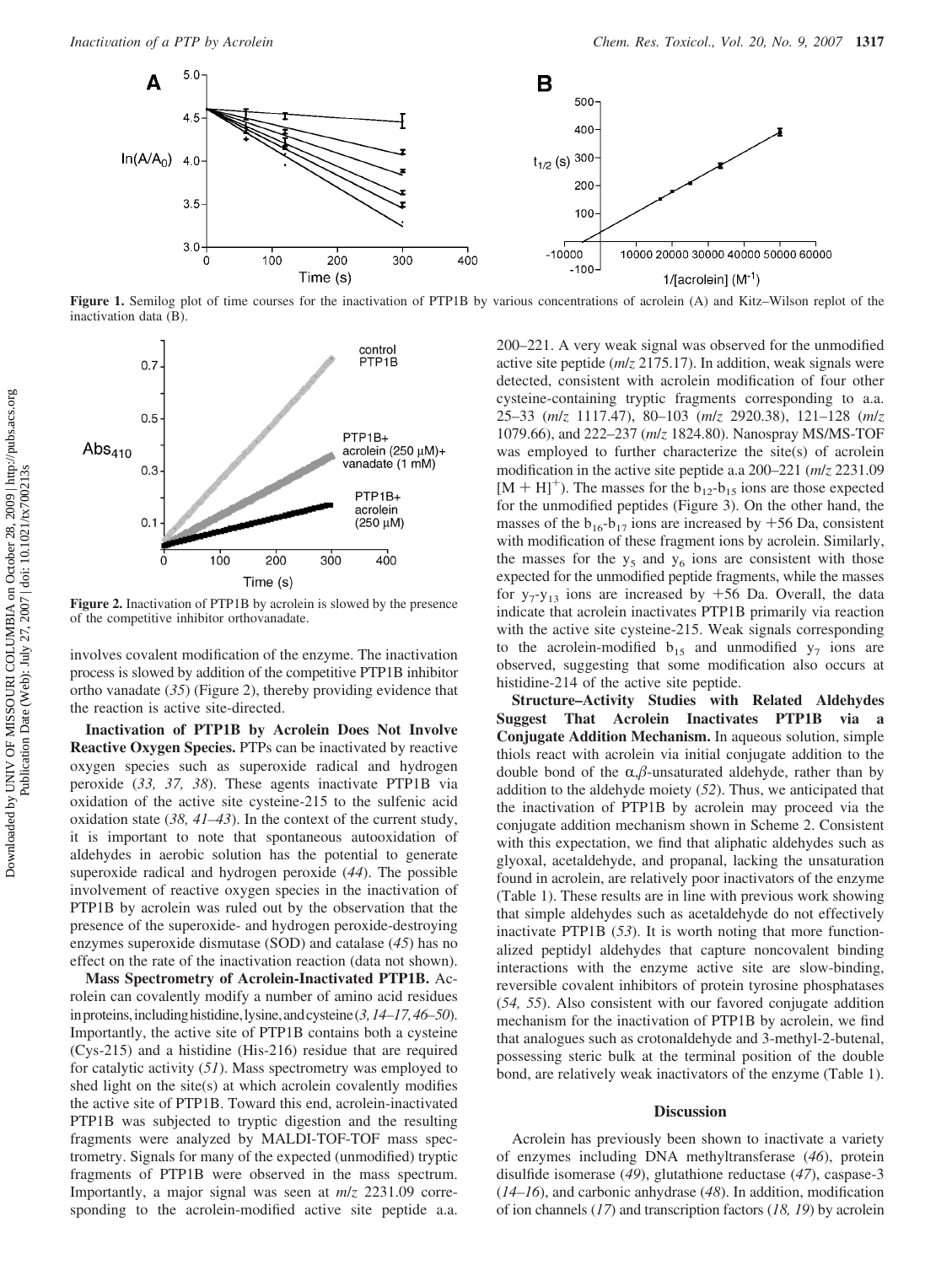Figure 1. Semilog plot of time courses for the inactivation of PTP1B by various concentrations of acrolein (A) and Kitz–Wilson replot of the inactivation data (B).

Figure 2. Inactivation of PTP1B by acrolein is slowed by the presence of the competitive inhibitor orthovanadate.

involves covalent modification of the enzyme. The inactivation process is slowed by addition of the competitive PTP1B inhibitor ortho vanadate (35) (Figure 2), thereby providing evidence that the reaction is active site-directed.

**Inactivation of PTP1B by Acrolein Does Not Involve Reactive Oxygen Species.** PTPs can be inactivated by reactive oxygen species such as superoxide radical and hydrogen peroxide (33, 37, 38). These agents inactivate PTP1B via oxidation of the active site cysteine-215 to the sulfenic acid oxidation state (38, 41–43). In the context of the current study, it is important to note that spontaneous autooxidation of aldehydes in aerobic solution has the potential to generate superoxide radical and hydrogen peroxide (44). The possible involvement of reactive oxygen species in the inactivation of PTP1B by acrolein was ruled out by the observation that the presence of the superoxide- and hydrogen peroxide-destroying enzymes superoxide dismutase (SOD) and catalase (45) has no effect on the rate of the inactivation reaction (data not shown).

**Mass Spectrometry of Acrolein-Inactivated PTP1B.** Acrolein can covalently modify a number of amino acid residues in proteins, including histidine, lysine, and cysteine (3, 14–17, 46–50). Importantly, the active site of PTP1B contains both a cysteine (Cys-215) and a histidine (His-216) residue that are required for catalytic activity (51). Mass spectrometry was employed to shed light on the site(s) at which acrolein covalently modifies the active site of PTP1B. Toward this end, acrolein-inactivated PTP1B was subjected to tryptic digestion and the resulting fragments were analyzed by MALDI-TOF-TOF mass spectrometry. Signals for many of the expected (unmodified) tryptic fragments of PTP1B were observed in the mass spectrum. Importantly, a major signal was seen at *m/z* 2231.09 corresponding to the acrolein-modified active site peptide a.a. 200–221. A very weak signal was observed for the unmodified active site peptide (*m/z* 2175.17). In addition, weak signals were detected, consistent with acrolein modification of four other cysteine-containing tryptic fragments corresponding to a.a. 25–33 (*m/z* 1117.47), 80–103 (*m/z* 2920.38), 121–128 (*m/z* 1079.66), and 222–237 (*m/z* 1824.80). Nanospray MS/MS-TOF was employed to further characterize the site(s) of acrolein modification in the active site peptide a.a 200–221 (*m/z* 2231.09 $[M + H]^+$). The masses for the $b_{12}$-$b_{15}$ ions are those expected for the unmodified peptides (Figure 3). On the other hand, the masses of the $b_{16}$-$b_{17}$ ions are increased by +56 Da, consistent with modification of these fragment ions by acrolein. Similarly, the masses for the $y_5$ and $y_6$ ions are consistent with those expected for the unmodified peptide fragments, while the masses for $y_7$-$y_{13}$ ions are increased by +56 Da. Overall, the data indicate that acrolein inactivates PTP1B primarily via reaction with the active site cysteine-215. Weak signals corresponding to the acrolein-modified $b_{15}$ and unmodified $y_7$ ions are observed, suggesting that some modification also occurs at histidine-214 of the active site peptide.

**Structure–Activity Studies with Related Aldehydes Suggest That Acrolein Inactivates PTP1B via a Conjugate Addition Mechanism.** In aqueous solution, simple thiols react with acrolein via initial conjugate addition to the double bond of the α,β-unsaturated aldehyde, rather than by addition to the aldehyde moiety (52). Thus, we anticipated that the inactivation of PTP1B by acrolein may proceed via the conjugate addition mechanism shown in Scheme 2. Consistent with this expectation, we find that aliphatic aldehydes such as glyoxal, acetaldehyde, and propanal, lacking the unsaturation found in acrolein, are relatively poor inactivators of the enzyme (Table 1). These results are in line with previous work showing that simple aldehydes such as acetaldehyde do not effectively inactivate PTP1B (53). It is worth noting that more functionalized peptidyl aldehydes that capture noncovalent binding interactions with the enzyme active site are slow-binding, reversible covalent inhibitors of protein tyrosine phosphatases (54, 55). Also consistent with our favored conjugate addition mechanism for the inactivation of PTP1B by acrolein, we find that analogues such as crotonaldehyde and 3-methyl-2-butenal, possessing steric bulk at the terminal position of the double bond, are relatively weak inactivators of the enzyme (Table 1).

## Discussion

Acrolein has previously been shown to inactivate a variety of enzymes including DNA methyltransferase (46), protein disulfide isomerase (49), glutathione reductase (47), caspase-3 (14–16), and carbonic anhydrase (48). In addition, modification of ion channels (17) and transcription factors (18, 19) by acrolein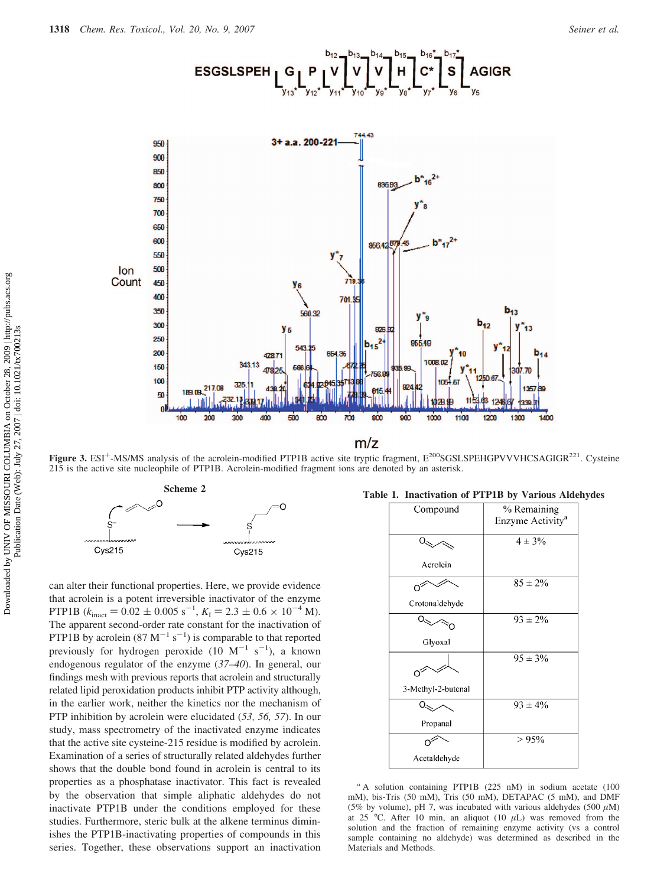**Figure 3.** ESI$^+$-MS/MS analysis of the acrolein-modified PTP1B active site tryptic fragment, E$^{200}$SGSLSPEHGPVVVHCSAGIGR$^{221}$. Cysteine 215 is the active site nucleophile of PTP1B. Acrolein-modified fragment ions are denoted by an asterisk.

**Scheme 2**

can alter their functional properties. Here, we provide evidence that acrolein is a potent irreversible inactivator of the enzyme PTP1B ($k_{inact} = 0.02 \pm 0.005$ s$^{-1}$, $K_I = 2.3 \pm 0.6 \times 10^{-4}$ M). The apparent second-order rate constant for the inactivation of PTP1B by acrolein (87 M$^{-1}$ s$^{-1}$) is comparable to that reported previously for hydrogen peroxide (10 M$^{-1}$ s$^{-1}$), a known endogenous regulator of the enzyme (*37–40*). In general, our findings mesh with previous reports that acrolein and structurally related lipid peroxidation products inhibit PTP activity although, in the earlier work, neither the kinetics nor the mechanism of PTP inhibition by acrolein were elucidated (*53, 56, 57*). In our study, mass spectrometry of the inactivated enzyme indicates that the active site cysteine-215 residue is modified by acrolein. Examination of a series of structurally related aldehydes further shows that the double bond found in acrolein is central to its properties as a phosphatase inactivator. This fact is revealed by the observation that simple aliphatic aldehydes do not inactivate PTP1B under the conditions employed for these studies. Furthermore, steric bulk at the alkene terminus diminishes the PTP1B-inactivating properties of compounds in this series. Together, these observations support an inactivation

**Table 1. Inactivation of PTP1B by Various Aldehydes**

| Compound | % Remaining Enzyme Activity[a] |
|---|---|
| Acrolein | 4 ± 3% |
| Crotonaldehyde | 85 ± 2% |
| Glyoxal | 93 ± 2% |
| 3-Methyl-2-butenal | 95 ± 3% |
| Propanal | 93 ± 4% |
| Acetaldehyde | > 95% |

[a] A solution containing PTP1B (225 nM) in sodium acetate (100 mM), bis-Tris (50 mM), Tris (50 mM), DETAPAC (5 mM), and DMF (5% by volume), pH 7, was incubated with various aldehydes (500 μM) at 25 °C. After 10 min, an aliquot (10 μL) was removed from the solution and the fraction of remaining enzyme activity (vs a control sample containing no aldehyde) was determined as described in the Materials and Methods.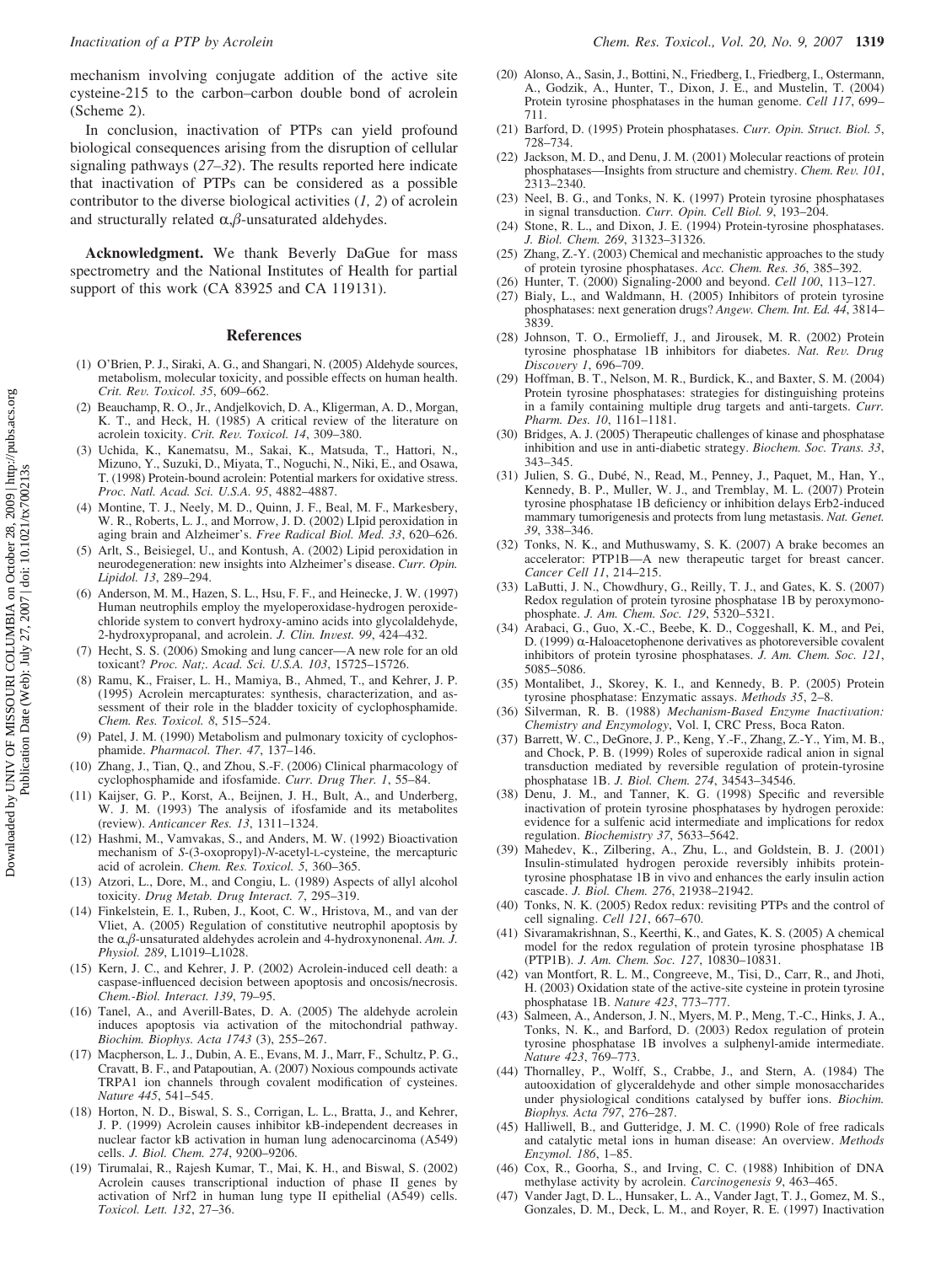mechanism involving conjugate addition of the active site cysteine-215 to the carbon–carbon double bond of acrolein (Scheme 2).

In conclusion, inactivation of PTPs can yield profound biological consequences arising from the disruption of cellular signaling pathways (*27–32*). The results reported here indicate that inactivation of PTPs can be considered as a possible contributor to the diverse biological activities (*1, 2*) of acrolein and structurally related $\alpha,\beta$-unsaturated aldehydes.

**Acknowledgment.** We thank Beverly DaGue for mass spectrometry and the National Institutes of Health for partial support of this work (CA 83925 and CA 119131).

## References

(1) O'Brien, P. J., Siraki, A. G., and Shangari, N. (2005) Aldehyde sources, metabolism, molecular toxicity, and possible effects on human health. *Crit. Rev. Toxicol. 35*, 609–662.

(2) Beauchamp, R. O., Jr., Andjelkovich, D. A., Kligerman, A. D., Morgan, K. T., and Heck, H. (1985) A critical review of the literature on acrolein toxicity. *Crit. Rev. Toxicol. 14*, 309–380.

(3) Uchida, K., Kanematsu, M., Sakai, K., Matsuda, T., Hattori, N., Mizuno, Y., Suzuki, D., Miyata, T., Noguchi, N., Niki, E., and Osawa, T. (1998) Protein-bound acrolein: Potential markers for oxidative stress. *Proc. Natl. Acad. Sci. U.S.A. 95*, 4882–4887.

(4) Montine, T. J., Neely, M. D., Quinn, J. F., Beal, M. F., Markesbery, W. R., Roberts, L. J., and Morrow, J. D. (2002) LIpid peroxidation in aging brain and Alzheimer's. *Free Radical Biol. Med. 33*, 620–626.

(5) Arlt, S., Beisiegel, U., and Kontush, A. (2002) Lipid peroxidation in neurodegeneration: new insights into Alzheimer's disease. *Curr. Opin. Lipidol. 13*, 289–294.

(6) Anderson, M. M., Hazen, S. L., Hsu, F. F., and Heinecke, J. W. (1997) Human neutrophils employ the myeloperoxidase-hydrogen peroxide-chloride system to convert hydroxy-amino acids into glycolaldehyde, 2-hydroxypropanal, and acrolein. *J. Clin. Invest. 99*, 424–432.

(7) Hecht, S. S. (2006) Smoking and lung cancer—A new role for an old toxicant? *Proc. Nat;. Acad. Sci. U.S.A. 103*, 15725–15726.

(8) Ramu, K., Fraiser, L. H., Mamiya, B., Ahmed, T., and Kehrer, J. P. (1995) Acrolein mercapturates: synthesis, characterization, and assessment of their role in the bladder toxicity of cyclophosphamide. *Chem. Res. Toxicol. 8*, 515–524.

(9) Patel, J. M. (1990) Metabolism and pulmonary toxicity of cyclophosphamide. *Pharmacol. Ther. 47*, 137–146.

(10) Zhang, J., Tian, Q., and Zhou, S.-F. (2006) Clinical pharmacology of cyclophosphamide and ifosfamide. *Curr. Drug Ther. 1*, 55–84.

(11) Kaijser, G. P., Korst, A., Beijnen, J. H., Bult, A., and Underberg, W. J. M. (1993) The analysis of ifosfamide and its metabolites (review). *Anticancer Res. 13*, 1311–1324.

(12) Hashmi, M., Vamvakas, S., and Anders, M. W. (1992) Bioactivation mechanism of *S*-(3-oxopropyl)-*N*-acetyl-L-cysteine, the mercapturic acid of acrolein. *Chem. Res. Toxicol. 5*, 360–365.

(13) Atzori, L., Dore, M., and Congiu, L. (1989) Aspects of allyl alcohol toxicity. *Drug Metab. Drug Interact. 7*, 295–319.

(14) Finkelstein, E. I., Ruben, J., Koot, C. W., Hristova, M., and van der Vliet, A. (2005) Regulation of constitutive neutrophil apoptosis by the $\alpha,\beta$-unsaturated aldehydes acrolein and 4-hydroxynonenal. *Am. J. Physiol. 289*, L1019–L1028.

(15) Kern, J. C., and Kehrer, J. P. (2002) Acrolein-induced cell death: a caspase-influenced decision between apoptosis and oncosis/necrosis. *Chem.-Biol. Interact. 139*, 79–95.

(16) Tanel, A., and Averill-Bates, D. A. (2005) The aldehyde acrolein induces apoptosis via activation of the mitochondrial pathway. *Biochim. Biophys. Acta 1743* (3), 255–267.

(17) Macpherson, L. J., Dubin, A. E., Evans, M. J., Marr, F., Schultz, P. G., Cravatt, B. F., and Patapoutian, A. (2007) Noxious compounds activate TRPA1 ion channels through covalent modification of cysteines. *Nature 445*, 541–545.

(18) Horton, N. D., Biswal, S. S., Corrigan, L. L., Bratta, J., and Kehrer, J. P. (1999) Acrolein causes inhibitor kB-independent decreases in nuclear factor kB activation in human lung adenocarcinoma (A549) cells. *J. Biol. Chem. 274*, 9200–9206.

(19) Tirumalai, R., Rajesh Kumar, T., Mai, K. H., and Biswal, S. (2002) Acrolein causes transcriptional induction of phase II genes by activation of Nrf2 in human lung type II epithelial (A549) cells. *Toxicol. Lett. 132*, 27–36.

(20) Alonso, A., Sasin, J., Bottini, N., Friedberg, I., Friedberg, I., Ostermann, A., Godzik, A., Hunter, T., Dixon, J. E., and Mustelin, T. (2004) Protein tyrosine phosphatases in the human genome. *Cell 117*, 699–711.

(21) Barford, D. (1995) Protein phosphatases. *Curr. Opin. Struct. Biol. 5*, 728–734.

(22) Jackson, M. D., and Denu, J. M. (2001) Molecular reactions of protein phosphatases—Insights from structure and chemistry. *Chem. Rev. 101*, 2313–2340.

(23) Neel, B. G., and Tonks, N. K. (1997) Protein tyrosine phosphatases in signal transduction. *Curr. Opin. Cell Biol. 9*, 193–204.

(24) Stone, R. L., and Dixon, J. E. (1994) Protein-tyrosine phosphatases. *J. Biol. Chem. 269*, 31323–31326.

(25) Zhang, Z.-Y. (2003) Chemical and mechanistic approaches to the study of protein tyrosine phosphatases. *Acc. Chem. Res. 36*, 385–392.

(26) Hunter, T. (2000) Signaling-2000 and beyond. *Cell 100*, 113–127.

(27) Bialy, L., and Waldmann, H. (2005) Inhibitors of protein tyrosine phosphatases: next generation drugs? *Angew. Chem. Int. Ed. 44*, 3814–3839.

(28) Johnson, T. O., Ermolieff, J., and Jirousek, M. R. (2002) Protein tyrosine phosphatase 1B inhibitors for diabetes. *Nat. Rev. Drug Discovery 1*, 696–709.

(29) Hoffman, B. T., Nelson, M. R., Burdick, K., and Baxter, S. M. (2004) Protein tyrosine phosphatases: strategies for distinguishing proteins in a family containing multiple drug targets and anti-targets. *Curr. Pharm. Des. 10*, 1161–1181.

(30) Bridges, A. J. (2005) Therapeutic challenges of kinase and phosphatase inhibition and use in anti-diabetic strategy. *Biochem. Soc. Trans. 33*, 343–345.

(31) Julien, S. G., Dubé, N., Read, M., Penney, J., Paquet, M., Han, Y., Kennedy, B. P., Muller, W. J., and Tremblay, M. L. (2007) Protein tyrosine phosphatase 1B deficiency or inhibition delays Erb2-induced mammary tumorigenesis and protects from lung metastasis. *Nat. Genet. 39*, 338–346.

(32) Tonks, N. K., and Muthuswamy, S. K. (2007) A brake becomes an accelerator: PTP1B—A new therapeutic target for breast cancer. *Cancer Cell 11*, 214–215.

(33) LaButti, J. N., Chowdhury, G., Reilly, T. J., and Gates, K. S. (2007) Redox regulation of protein tyrosine phosphatase 1B by peroxymonophosphate. *J. Am. Chem. Soc. 129*, 5320–5321.

(34) Arabaci, G., Guo, X.-C., Beebe, K. D., Coggeshall, K. M., and Pei, D. (1999) $\alpha$-Haloacetophenone derivatives as photoreversible covalent inhibitors of protein tyrosine phosphatases. *J. Am. Chem. Soc. 121*, 5085–5086.

(35) Montalibet, J., Skorey, K. I., and Kennedy, B. P. (2005) Protein tyrosine phosphatase: Enzymatic assays. *Methods 35*, 2–8.

(36) Silverman, R. B. (1988) *Mechanism-Based Enzyme Inactivation: Chemistry and Enzymology*, Vol. I, CRC Press, Boca Raton.

(37) Barrett, W. C., DeGnore, J. P., Keng, Y.-F., Zhang, Z.-Y., Yim, M. B., and Chock, P. B. (1999) Roles of superoxide radical anion in signal transduction mediated by reversible regulation of protein-tyrosine phosphatase 1B. *J. Biol. Chem. 274*, 34543–34546.

(38) Denu, J. M., and Tanner, K. G. (1998) Specific and reversible inactivation of protein tyrosine phosphatases by hydrogen peroxide: evidence for a sulfenic acid intermediate and implications for redox regulation. *Biochemistry 37*, 5633–5642.

(39) Mahedev, K., Zilbering, A., Zhu, L., and Goldstein, B. J. (2001) Insulin-stimulated hydrogen peroxide reversibly inhibits protein-tyrosine phosphatase 1B in vivo and enhances the early insulin action cascade. *J. Biol. Chem. 276*, 21938–21942.

(40) Tonks, N. K. (2005) Redox redux: revisiting PTPs and the control of cell signaling. *Cell 121*, 667–670.

(41) Sivaramakrishnan, S., Keerthi, K., and Gates, K. S. (2005) A chemical model for the redox regulation of protein tyrosine phosphatase 1B (PTP1B). *J. Am. Chem. Soc. 127*, 10830–10831.

(42) van Montfort, R. L. M., Congreeve, M., Tisi, D., Carr, R., and Jhoti, H. (2003) Oxidation state of the active-site cysteine in protein tyrosine phosphatase 1B. *Nature 423*, 773–777.

(43) Salmeen, A., Anderson, J. N., Myers, M. P., Meng, T.-C., Hinks, J. A., Tonks, N. K., and Barford, D. (2003) Redox regulation of protein tyrosine phosphatase 1B involves a sulphenyl-amide intermediate. *Nature 423*, 769–773.

(44) Thornalley, P., Wolff, S., Crabbe, J., and Stern, A. (1984) The autooxidation of glyceraldehyde and other simple monosaccharides under physiological conditions catalysed by buffer ions. *Biochim. Biophys. Acta 797*, 276–287.

(45) Halliwell, B., and Gutteridge, J. M. C. (1990) Role of free radicals and catalytic metal ions in human disease: An overview. *Methods Enzymol. 186*, 1–85.

(46) Cox, R., Goorha, S., and Irving, C. C. (1988) Inhibition of DNA methylase activity by acrolein. *Carcinogenesis 9*, 463–465.

(47) Vander Jagt, D. L., Hunsaker, L. A., Vander Jagt, T. J., Gomez, M. S., Gonzales, D. M., Deck, L. M., and Royer, R. E. (1997) Inactivation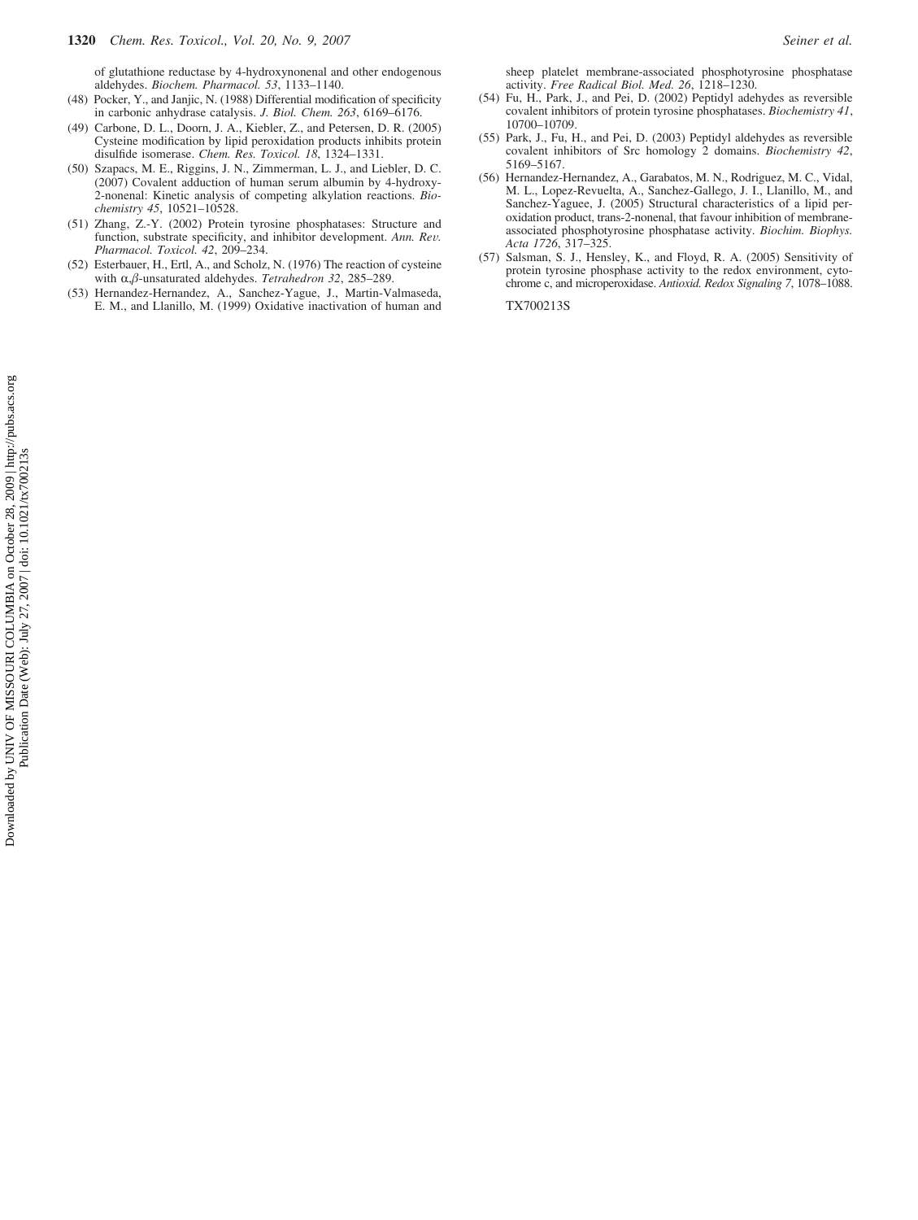of glutathione reductase by 4-hydroxynonenal and other endogenous aldehydes. *Biochem. Pharmacol. 53*, 1133–1140.

(48) Pocker, Y., and Janjic, N. (1988) Differential modification of specificity in carbonic anhydrase catalysis. *J. Biol. Chem. 263*, 6169–6176.

(49) Carbone, D. L., Doorn, J. A., Kiebler, Z., and Petersen, D. R. (2005) Cysteine modification by lipid peroxidation products inhibits protein disulfide isomerase. *Chem. Res. Toxicol. 18*, 1324–1331.

(50) Szapacs, M. E., Riggins, J. N., Zimmerman, L. J., and Liebler, D. C. (2007) Covalent adduction of human serum albumin by 4-hydroxy-2-nonenal: Kinetic analysis of competing alkylation reactions. *Biochemistry 45*, 10521–10528.

(51) Zhang, Z.-Y. (2002) Protein tyrosine phosphatases: Structure and function, substrate specificity, and inhibitor development. *Ann. Rev. Pharmacol. Toxicol. 42*, 209–234.

(52) Esterbauer, H., Ertl, A., and Scholz, N. (1976) The reaction of cysteine with $\alpha,\beta$-unsaturated aldehydes. *Tetrahedron 32*, 285–289.

(53) Hernandez-Hernandez, A., Sanchez-Yague, J., Martin-Valmaseda, E. M., and Llanillo, M. (1999) Oxidative inactivation of human and sheep platelet membrane-associated phosphotyrosine phosphatase activity. *Free Radical Biol. Med. 26*, 1218–1230.

(54) Fu, H., Park, J., and Pei, D. (2002) Peptidyl adehydes as reversible covalent inhibitors of protein tyrosine phosphatases. *Biochemistry 41*, 10700–10709.

(55) Park, J., Fu, H., and Pei, D. (2003) Peptidyl aldehydes as reversible covalent inhibitors of Src homology 2 domains. *Biochemistry 42*, 5169–5167.

(56) Hernandez-Hernandez, A., Garabatos, M. N., Rodriguez, M. C., Vidal, M. L., Lopez-Revuelta, A., Sanchez-Gallego, J. I., Llanillo, M., and Sanchez-Yaguee, J. (2005) Structural characteristics of a lipid peroxidation product, trans-2-nonenal, that favour inhibition of membrane-associated phosphotyrosine phosphatase activity. *Biochim. Biophys. Acta 1726*, 317–325.

(57) Salsman, S. J., Hensley, K., and Floyd, R. A. (2005) Sensitivity of protein tyrosine phosphase activity to the redox environment, cytochrome c, and microperoxidase. *Antioxid. Redox Signaling 7*, 1078–1088.

TX700213S